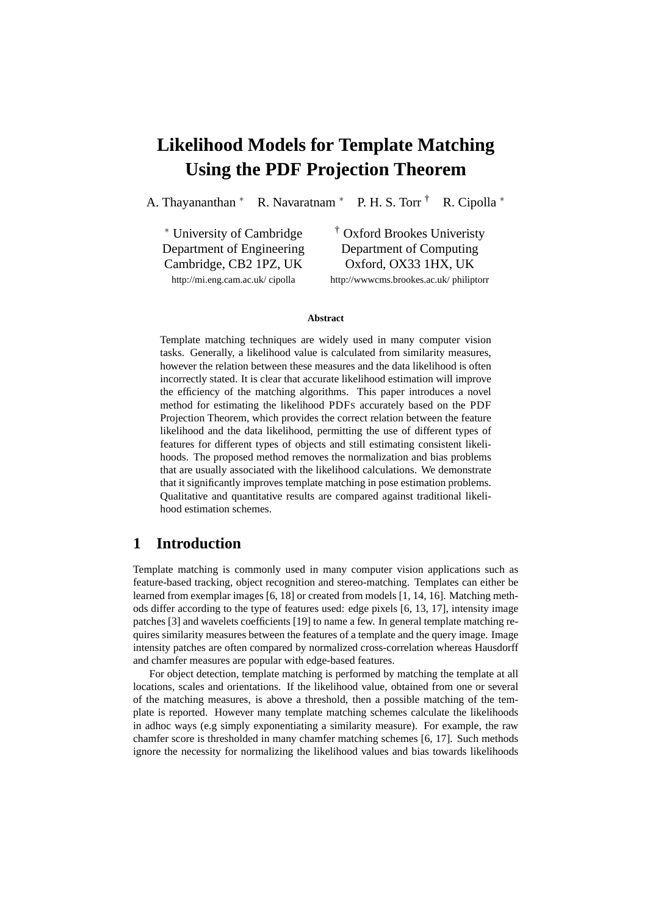# Likelihood Models for Template Matching Using the PDF Projection Theorem

A. Thayananthan [*] R. Navaratnam [*] P. H. S. Torr [†] R. Cipolla [*]

[*] University of Cambridge
Department of Engineering
Cambridge, CB2 1PZ, UK
http://mi.eng.cam.ac.uk/ cipolla

[†] Oxford Brookes Univeristy
Department of Computing
Oxford, OX33 1HX, UK
http://wwwcms.brookes.ac.uk/ philiptorr

**Abstract**

Template matching techniques are widely used in many computer vision tasks. Generally, a likelihood value is calculated from similarity measures, however the relation between these measures and the data likelihood is often incorrectly stated. It is clear that accurate likelihood estimation will improve the efficiency of the matching algorithms. This paper introduces a novel method for estimating the likelihood PDFs accurately based on the PDF Projection Theorem, which provides the correct relation between the feature likelihood and the data likelihood, permitting the use of different types of features for different types of objects and still estimating consistent likelihoods. The proposed method removes the normalization and bias problems that are usually associated with the likelihood calculations. We demonstrate that it significantly improves template matching in pose estimation problems. Qualitative and quantitative results are compared against traditional likelihood estimation schemes.

## 1 Introduction

Template matching is commonly used in many computer vision applications such as feature-based tracking, object recognition and stereo-matching. Templates can either be learned from exemplar images [6, 18] or created from models [1, 14, 16]. Matching methods differ according to the type of features used: edge pixels [6, 13, 17], intensity image patches [3] and wavelets coefficients [19] to name a few. In general template matching requires similarity measures between the features of a template and the query image. Image intensity patches are often compared by normalized cross-correlation whereas Hausdorff and chamfer measures are popular with edge-based features.

For object detection, template matching is performed by matching the template at all locations, scales and orientations. If the likelihood value, obtained from one or several of the matching measures, is above a threshold, then a possible matching of the template is reported. However many template matching schemes calculate the likelihoods in adhoc ways (e.g simply exponentiating a similarity measure). For example, the raw chamfer score is thresholded in many chamfer matching schemes [6, 17]. Such methods ignore the necessity for normalizing the likelihood values and bias towards likelihoods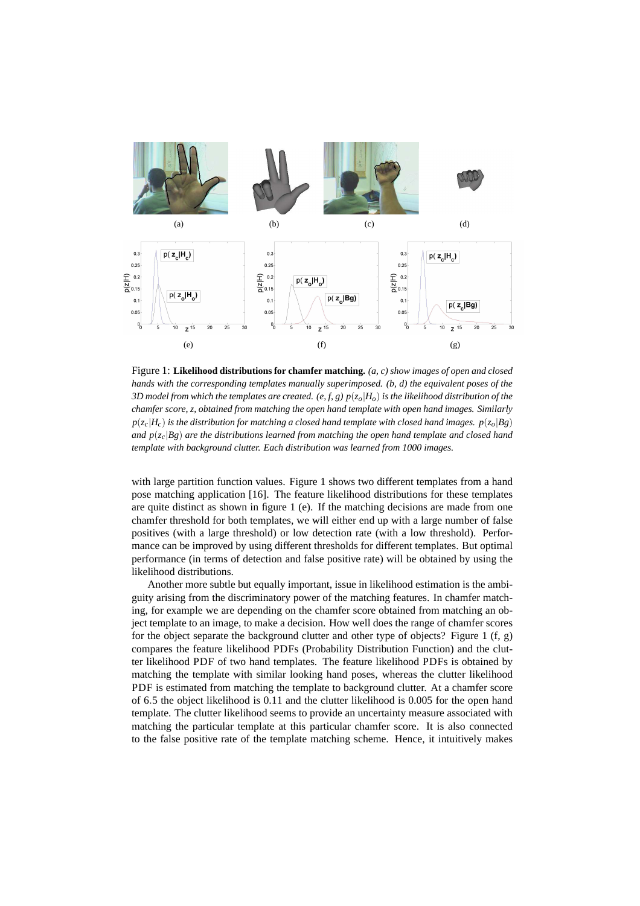Figure 1: **Likelihood distributions for chamfer matching.** *(a, c) show images of open and closed hands with the corresponding templates manually superimposed. (b, d) the equivalent poses of the 3D model from which the templates are created. (e, f, g) $p(z_o|H_o)$ is the likelihood distribution of the chamfer score, z, obtained from matching the open hand template with open hand images. Similarly $p(z_c|H_c)$ is the distribution for matching a closed hand template with closed hand images. $p(z_o|Bg)$ and $p(z_c|Bg)$ are the distributions learned from matching the open hand template and closed hand template with background clutter. Each distribution was learned from 1000 images.*

with large partition function values. Figure 1 shows two different templates from a hand pose matching application [16]. The feature likelihood distributions for these templates are quite distinct as shown in figure 1 (e). If the matching decisions are made from one chamfer threshold for both templates, we will either end up with a large number of false positives (with a large threshold) or low detection rate (with a low threshold). Performance can be improved by using different thresholds for different templates. But optimal performance (in terms of detection and false positive rate) will be obtained by using the likelihood distributions.

Another more subtle but equally important, issue in likelihood estimation is the ambiguity arising from the discriminatory power of the matching features. In chamfer matching, for example we are depending on the chamfer score obtained from matching an object template to an image, to make a decision. How well does the range of chamfer scores for the object separate the background clutter and other type of objects? Figure 1 (f, g) compares the feature likelihood PDFs (Probability Distribution Function) and the clutter likelihood PDF of two hand templates. The feature likelihood PDFs is obtained by matching the template with similar looking hand poses, whereas the clutter likelihood PDF is estimated from matching the template to background clutter. At a chamfer score of 6.5 the object likelihood is 0.11 and the clutter likelihood is 0.005 for the open hand template. The clutter likelihood seems to provide an uncertainty measure associated with matching the particular template at this particular chamfer score. It is also connected to the false positive rate of the template matching scheme. Hence, it intuitively makes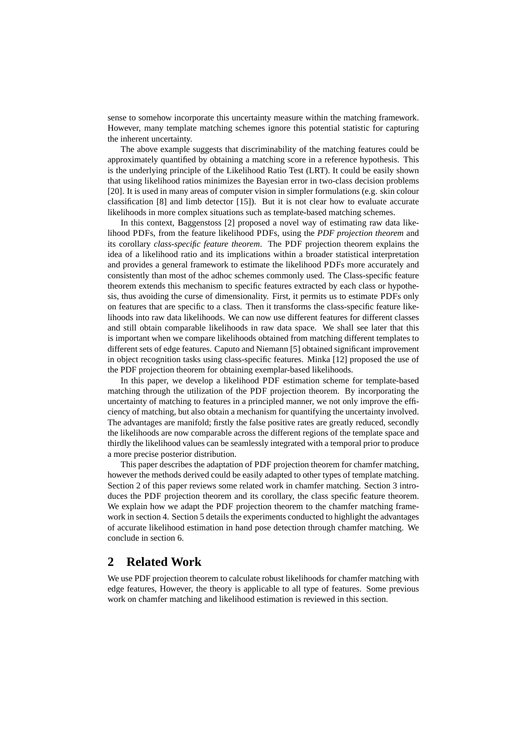sense to somehow incorporate this uncertainty measure within the matching framework. However, many template matching schemes ignore this potential statistic for capturing the inherent uncertainty.

The above example suggests that discriminability of the matching features could be approximately quantified by obtaining a matching score in a reference hypothesis. This is the underlying principle of the Likelihood Ratio Test (LRT). It could be easily shown that using likelihood ratios minimizes the Bayesian error in two-class decision problems [20]. It is used in many areas of computer vision in simpler formulations (e.g. skin colour classification [8] and limb detector [15]). But it is not clear how to evaluate accurate likelihoods in more complex situations such as template-based matching schemes.

In this context, Baggenstoss [2] proposed a novel way of estimating raw data likelihood PDFs, from the feature likelihood PDFs, using the *PDF projection theorem* and its corollary *class-specific feature theorem*. The PDF projection theorem explains the idea of a likelihood ratio and its implications within a broader statistical interpretation and provides a general framework to estimate the likelihood PDFs more accurately and consistently than most of the adhoc schemes commonly used. The Class-specific feature theorem extends this mechanism to specific features extracted by each class or hypothesis, thus avoiding the curse of dimensionality. First, it permits us to estimate PDFs only on features that are specific to a class. Then it transforms the class-specific feature likelihoods into raw data likelihoods. We can now use different features for different classes and still obtain comparable likelihoods in raw data space. We shall see later that this is important when we compare likelihoods obtained from matching different templates to different sets of edge features. Caputo and Niemann [5] obtained significant improvement in object recognition tasks using class-specific features. Minka [12] proposed the use of the PDF projection theorem for obtaining exemplar-based likelihoods.

In this paper, we develop a likelihood PDF estimation scheme for template-based matching through the utilization of the PDF projection theorem. By incorporating the uncertainty of matching to features in a principled manner, we not only improve the efficiency of matching, but also obtain a mechanism for quantifying the uncertainty involved. The advantages are manifold; firstly the false positive rates are greatly reduced, secondly the likelihoods are now comparable across the different regions of the template space and thirdly the likelihood values can be seamlessly integrated with a temporal prior to produce a more precise posterior distribution.

This paper describes the adaptation of PDF projection theorem for chamfer matching, however the methods derived could be easily adapted to other types of template matching. Section 2 of this paper reviews some related work in chamfer matching. Section 3 introduces the PDF projection theorem and its corollary, the class specific feature theorem. We explain how we adapt the PDF projection theorem to the chamfer matching framework in section 4. Section 5 details the experiments conducted to highlight the advantages of accurate likelihood estimation in hand pose detection through chamfer matching. We conclude in section 6.

# 2 Related Work

We use PDF projection theorem to calculate robust likelihoods for chamfer matching with edge features, However, the theory is applicable to all type of features. Some previous work on chamfer matching and likelihood estimation is reviewed in this section.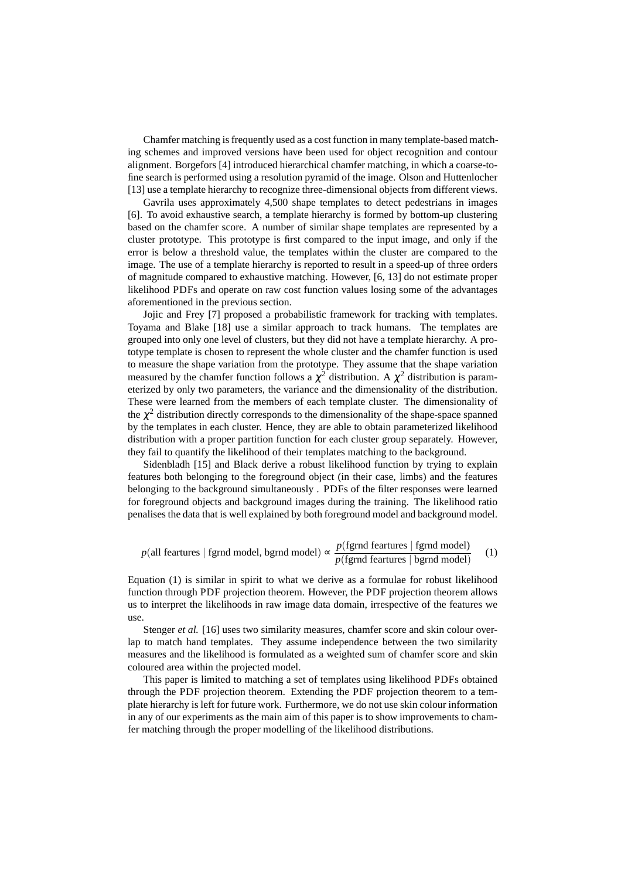Chamfer matching is frequently used as a cost function in many template-based matching schemes and improved versions have been used for object recognition and contour alignment. Borgefors [4] introduced hierarchical chamfer matching, in which a coarse-to-fine search is performed using a resolution pyramid of the image. Olson and Huttenlocher [13] use a template hierarchy to recognize three-dimensional objects from different views.

Gavrila uses approximately 4,500 shape templates to detect pedestrians in images [6]. To avoid exhaustive search, a template hierarchy is formed by bottom-up clustering based on the chamfer score. A number of similar shape templates are represented by a cluster prototype. This prototype is first compared to the input image, and only if the error is below a threshold value, the templates within the cluster are compared to the image. The use of a template hierarchy is reported to result in a speed-up of three orders of magnitude compared to exhaustive matching. However, [6, 13] do not estimate proper likelihood PDFs and operate on raw cost function values losing some of the advantages aforementioned in the previous section.

Jojic and Frey [7] proposed a probabilistic framework for tracking with templates. Toyama and Blake [18] use a similar approach to track humans. The templates are grouped into only one level of clusters, but they did not have a template hierarchy. A prototype template is chosen to represent the whole cluster and the chamfer function is used to measure the shape variation from the prototype. They assume that the shape variation measured by the chamfer function follows a $\chi^2$ distribution. A $\chi^2$ distribution is parameterized by only two parameters, the variance and the dimensionality of the distribution. These were learned from the members of each template cluster. The dimensionality of the $\chi^2$ distribution directly corresponds to the dimensionality of the shape-space spanned by the templates in each cluster. Hence, they are able to obtain parameterized likelihood distribution with a proper partition function for each cluster group separately. However, they fail to quantify the likelihood of their templates matching to the background.

Sidenbladh [15] and Black derive a robust likelihood function by trying to explain features both belonging to the foreground object (in their case, limbs) and the features belonging to the background simultaneously . PDFs of the filter responses were learned for foreground objects and background images during the training. The likelihood ratio penalises the data that is well explained by both foreground model and background model.

$$p(\text{all feartures} \mid \text{fgrnd model, bgrnd model}) \propto \frac{p(\text{fgrnd feartures} \mid \text{fgrnd model})}{p(\text{fgrnd feartures} \mid \text{bgrnd model})} \qquad (1)$$

Equation (1) is similar in spirit to what we derive as a formulae for robust likelihood function through PDF projection theorem. However, the PDF projection theorem allows us to interpret the likelihoods in raw image data domain, irrespective of the features we use.

Stenger *et al.* [16] uses two similarity measures, chamfer score and skin colour overlap to match hand templates. They assume independence between the two similarity measures and the likelihood is formulated as a weighted sum of chamfer score and skin coloured area within the projected model.

This paper is limited to matching a set of templates using likelihood PDFs obtained through the PDF projection theorem. Extending the PDF projection theorem to a template hierarchy is left for future work. Furthermore, we do not use skin colour information in any of our experiments as the main aim of this paper is to show improvements to chamfer matching through the proper modelling of the likelihood distributions.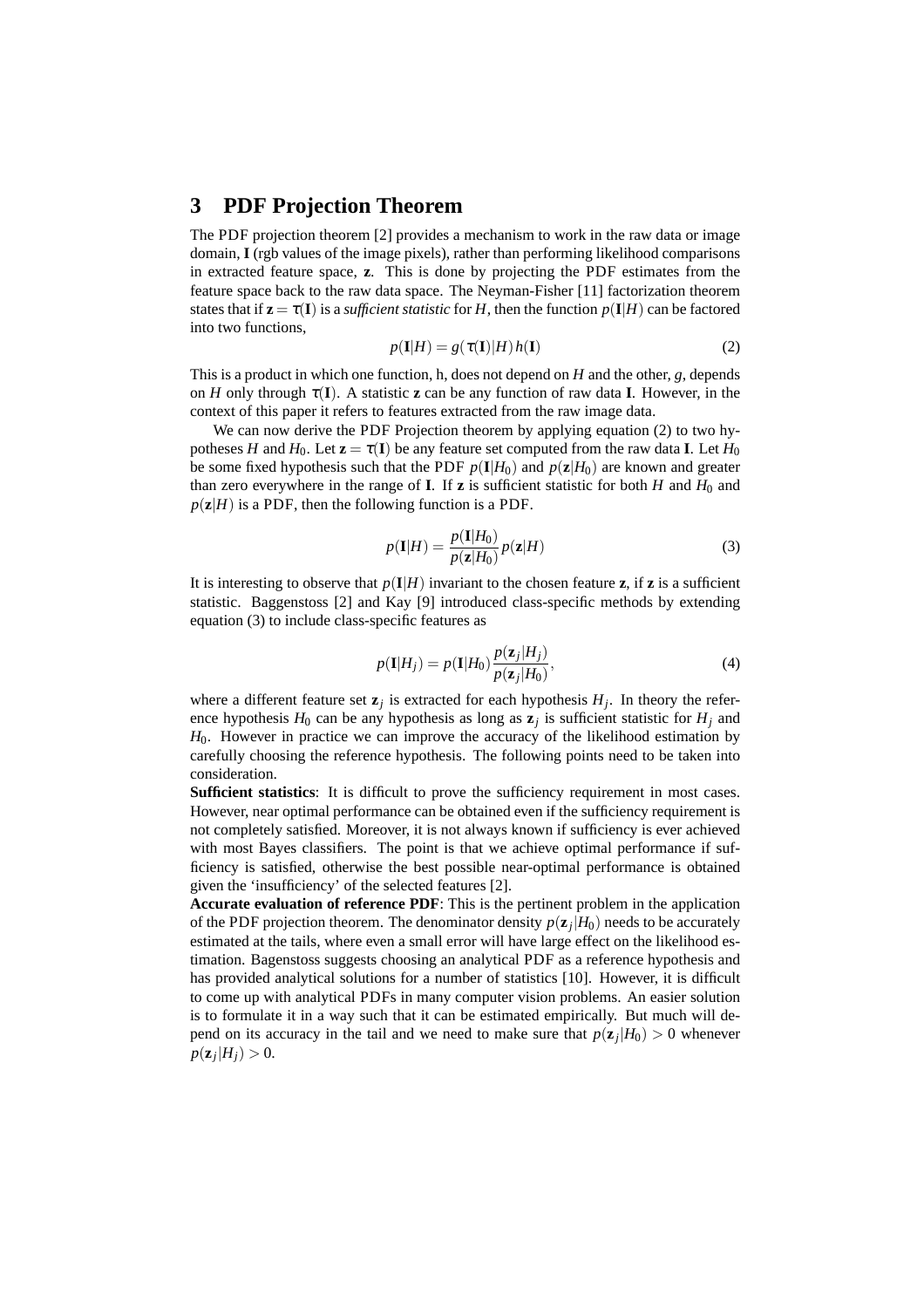# 3 PDF Projection Theorem

The PDF projection theorem [2] provides a mechanism to work in the raw data or image domain, **I** (rgb values of the image pixels), rather than performing likelihood comparisons in extracted feature space, **z**. This is done by projecting the PDF estimates from the feature space back to the raw data space. The Neyman-Fisher [11] factorization theorem states that if $\mathbf{z} = \tau(\mathbf{I})$ is a *sufficient statistic* for $H$, then the function $p(\mathbf{I}|H)$ can be factored into two functions,

$$p(\mathbf{I}|H) = g(\tau(\mathbf{I})|H)\,h(\mathbf{I}) \tag{2}$$

This is a product in which one function, h, does not depend on $H$ and the other, $g$, depends on $H$ only through $\tau(\mathbf{I})$. A statistic **z** can be any function of raw data **I**. However, in the context of this paper it refers to features extracted from the raw image data.

We can now derive the PDF Projection theorem by applying equation (2) to two hypotheses $H$ and $H_0$. Let $\mathbf{z} = \tau(\mathbf{I})$ be any feature set computed from the raw data **I**. Let $H_0$ be some fixed hypothesis such that the PDF $p(\mathbf{I}|H_0)$ and $p(\mathbf{z}|H_0)$ are known and greater than zero everywhere in the range of **I**. If **z** is sufficient statistic for both $H$ and $H_0$ and $p(\mathbf{z}|H)$ is a PDF, then the following function is a PDF.

$$p(\mathbf{I}|H) = \frac{p(\mathbf{I}|H_0)}{p(\mathbf{z}|H_0)}\,p(\mathbf{z}|H) \tag{3}$$

It is interesting to observe that $p(\mathbf{I}|H)$ invariant to the chosen feature **z**, if **z** is a sufficient statistic. Baggenstoss [2] and Kay [9] introduced class-specific methods by extending equation (3) to include class-specific features as

$$p(\mathbf{I}|H_j) = p(\mathbf{I}|H_0)\,\frac{p(\mathbf{z}_j|H_j)}{p(\mathbf{z}_j|H_0)}, \tag{4}$$

where a different feature set $\mathbf{z}_j$ is extracted for each hypothesis $H_j$. In theory the reference hypothesis $H_0$ can be any hypothesis as long as $\mathbf{z}_j$ is sufficient statistic for $H_j$ and $H_0$. However in practice we can improve the accuracy of the likelihood estimation by carefully choosing the reference hypothesis. The following points need to be taken into consideration.

**Sufficient statistics**: It is difficult to prove the sufficiency requirement in most cases. However, near optimal performance can be obtained even if the sufficiency requirement is not completely satisfied. Moreover, it is not always known if sufficiency is ever achieved with most Bayes classifiers. The point is that we achieve optimal performance if sufficiency is satisfied, otherwise the best possible near-optimal performance is obtained given the 'insufficiency' of the selected features [2].

**Accurate evaluation of reference PDF**: This is the pertinent problem in the application of the PDF projection theorem. The denominator density $p(\mathbf{z}_j|H_0)$ needs to be accurately estimated at the tails, where even a small error will have large effect on the likelihood estimation. Bagenstoss suggests choosing an analytical PDF as a reference hypothesis and has provided analytical solutions for a number of statistics [10]. However, it is difficult to come up with analytical PDFs in many computer vision problems. An easier solution is to formulate it in a way such that it can be estimated empirically. But much will depend on its accuracy in the tail and we need to make sure that $p(\mathbf{z}_j|H_0) > 0$ whenever $p(\mathbf{z}_j|H_j) > 0$.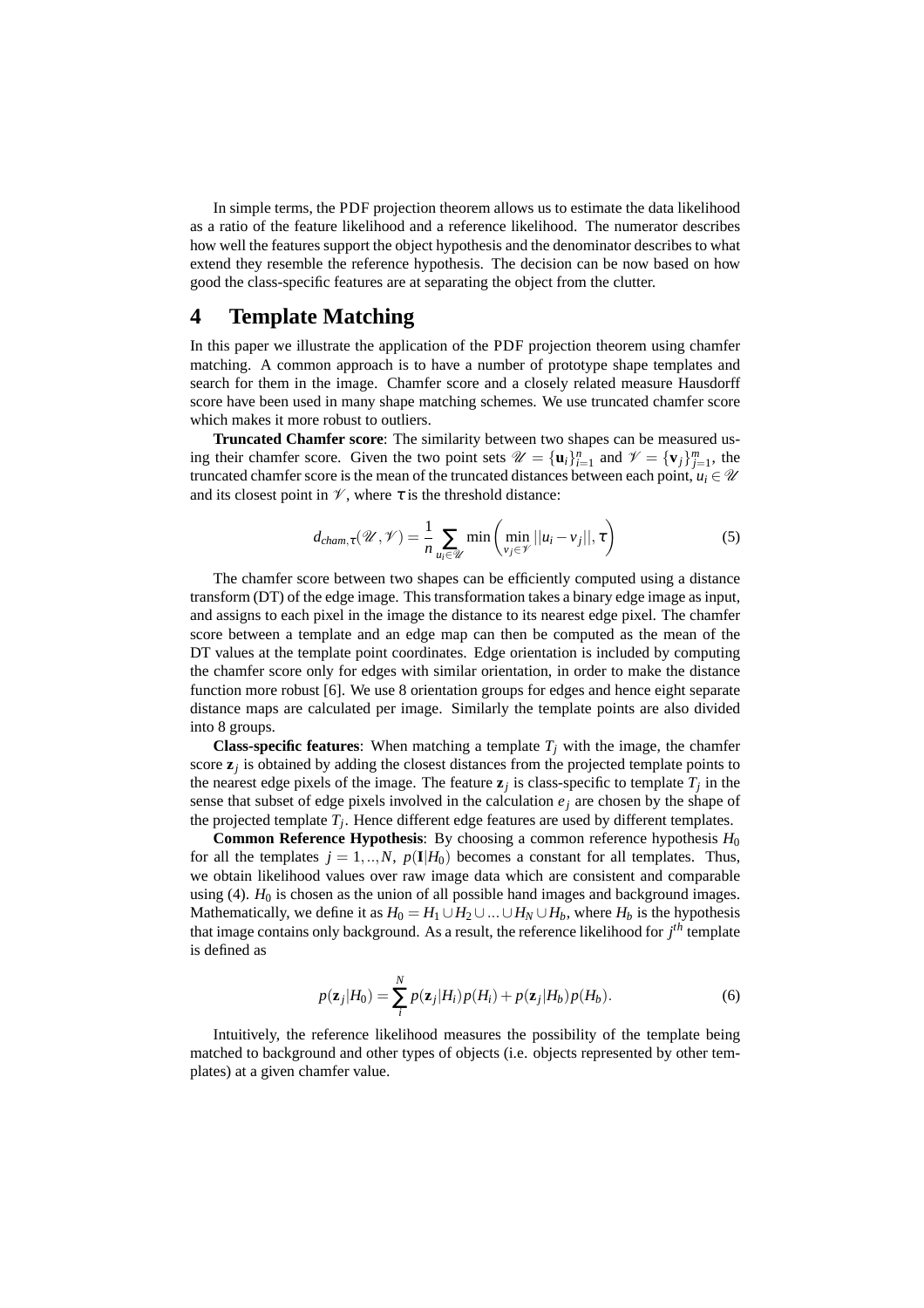In simple terms, the PDF projection theorem allows us to estimate the data likelihood as a ratio of the feature likelihood and a reference likelihood. The numerator describes how well the features support the object hypothesis and the denominator describes to what extend they resemble the reference hypothesis. The decision can be now based on how good the class-specific features are at separating the object from the clutter.

# 4 Template Matching

In this paper we illustrate the application of the PDF projection theorem using chamfer matching. A common approach is to have a number of prototype shape templates and search for them in the image. Chamfer score and a closely related measure Hausdorff score have been used in many shape matching schemes. We use truncated chamfer score which makes it more robust to outliers.

**Truncated Chamfer score**: The similarity between two shapes can be measured using their chamfer score. Given the two point sets $\mathscr{U} = \{\mathbf{u}_i\}_{i=1}^n$ and $\mathscr{V} = \{\mathbf{v}_j\}_{j=1}^m$, the truncated chamfer score is the mean of the truncated distances between each point, $u_i \in \mathscr{U}$ and its closest point in $\mathscr{V}$, where $\tau$ is the threshold distance:

$$d_{cham,\tau}(\mathscr{U},\mathscr{V}) = \frac{1}{n} \sum_{u_i \in \mathscr{U}} \min\left( \min_{v_j \in \mathscr{V}} ||u_i - v_j||, \tau \right) \tag{5}$$

The chamfer score between two shapes can be efficiently computed using a distance transform (DT) of the edge image. This transformation takes a binary edge image as input, and assigns to each pixel in the image the distance to its nearest edge pixel. The chamfer score between a template and an edge map can then be computed as the mean of the DT values at the template point coordinates. Edge orientation is included by computing the chamfer score only for edges with similar orientation, in order to make the distance function more robust [6]. We use 8 orientation groups for edges and hence eight separate distance maps are calculated per image. Similarly the template points are also divided into 8 groups.

**Class-specific features**: When matching a template $T_j$ with the image, the chamfer score $\mathbf{z}_j$ is obtained by adding the closest distances from the projected template points to the nearest edge pixels of the image. The feature $\mathbf{z}_j$ is class-specific to template $T_j$ in the sense that subset of edge pixels involved in the calculation $e_j$ are chosen by the shape of the projected template $T_j$. Hence different edge features are used by different templates.

**Common Reference Hypothesis**: By choosing a common reference hypothesis $H_0$ for all the templates $j = 1,..,N$, $p(\mathbf{I}|H_0)$ becomes a constant for all templates. Thus, we obtain likelihood values over raw image data which are consistent and comparable using (4). $H_0$ is chosen as the union of all possible hand images and background images. Mathematically, we define it as $H_0 = H_1 \cup H_2 \cup ... \cup H_N \cup H_b$, where $H_b$ is the hypothesis that image contains only background. As a result, the reference likelihood for $j^{th}$ template is defined as

$$p(\mathbf{z}_j|H_0) = \sum_{i}^{N} p(\mathbf{z}_j|H_i)p(H_i) + p(\mathbf{z}_j|H_b)p(H_b). \tag{6}$$

Intuitively, the reference likelihood measures the possibility of the template being matched to background and other types of objects (i.e. objects represented by other templates) at a given chamfer value.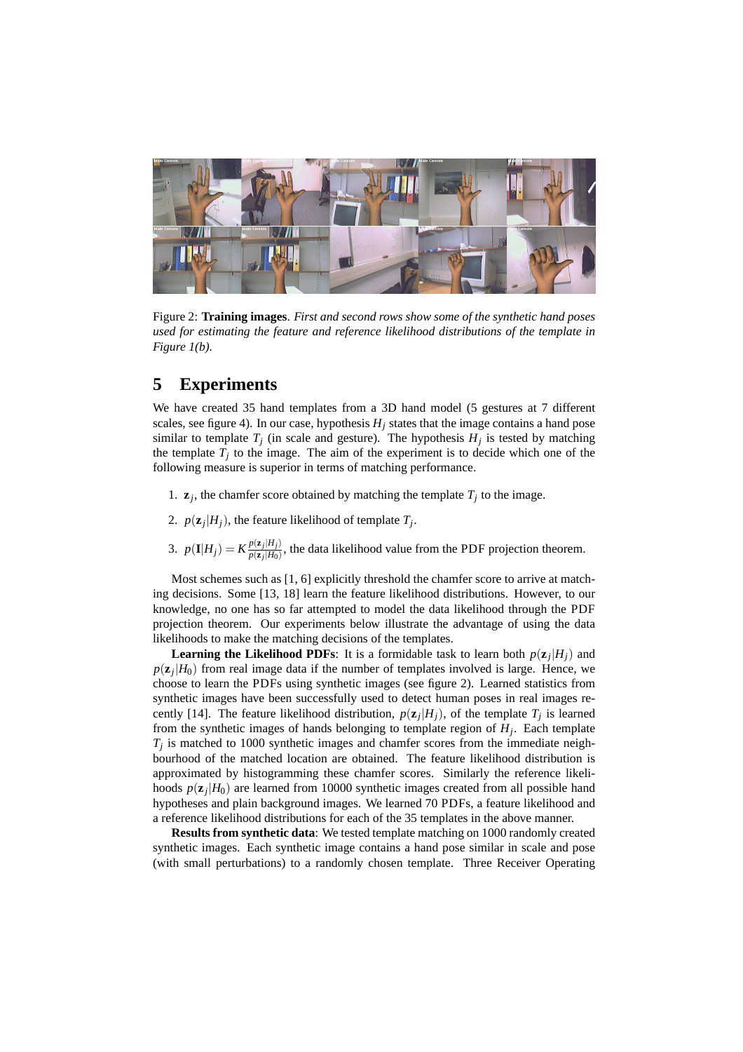Figure 2: **Training images**. *First and second rows show some of the synthetic hand poses used for estimating the feature and reference likelihood distributions of the template in Figure 1(b).*

# 5 Experiments

We have created 35 hand templates from a 3D hand model (5 gestures at 7 different scales, see figure 4). In our case, hypothesis $H_j$ states that the image contains a hand pose similar to template $T_j$ (in scale and gesture). The hypothesis $H_j$ is tested by matching the template $T_j$ to the image. The aim of the experiment is to decide which one of the following measure is superior in terms of matching performance.

1. $\mathbf{z}_j$, the chamfer score obtained by matching the template $T_j$ to the image.
2. $p(\mathbf{z}_j|H_j)$, the feature likelihood of template $T_j$.
3. $p(\mathbf{I}|H_j) = K\frac{p(\mathbf{z}_j|H_j)}{p(\mathbf{z}_j|H_0)}$, the data likelihood value from the PDF projection theorem.

Most schemes such as [1, 6] explicitly threshold the chamfer score to arrive at matching decisions. Some [13, 18] learn the feature likelihood distributions. However, to our knowledge, no one has so far attempted to model the data likelihood through the PDF projection theorem. Our experiments below illustrate the advantage of using the data likelihoods to make the matching decisions of the templates.

**Learning the Likelihood PDFs**: It is a formidable task to learn both $p(\mathbf{z}_j|H_j)$ and $p(\mathbf{z}_j|H_0)$ from real image data if the number of templates involved is large. Hence, we choose to learn the PDFs using synthetic images (see figure 2). Learned statistics from synthetic images have been successfully used to detect human poses in real images recently [14]. The feature likelihood distribution, $p(\mathbf{z}_j|H_j)$, of the template $T_j$ is learned from the synthetic images of hands belonging to template region of $H_j$. Each template $T_j$ is matched to 1000 synthetic images and chamfer scores from the immediate neighbourhood of the matched location are obtained. The feature likelihood distribution is approximated by histogramming these chamfer scores. Similarly the reference likelihoods $p(\mathbf{z}_j|H_0)$ are learned from 10000 synthetic images created from all possible hand hypotheses and plain background images. We learned 70 PDFs, a feature likelihood and a reference likelihood distributions for each of the 35 templates in the above manner.

**Results from synthetic data**: We tested template matching on 1000 randomly created synthetic images. Each synthetic image contains a hand pose similar in scale and pose (with small perturbations) to a randomly chosen template. Three Receiver Operating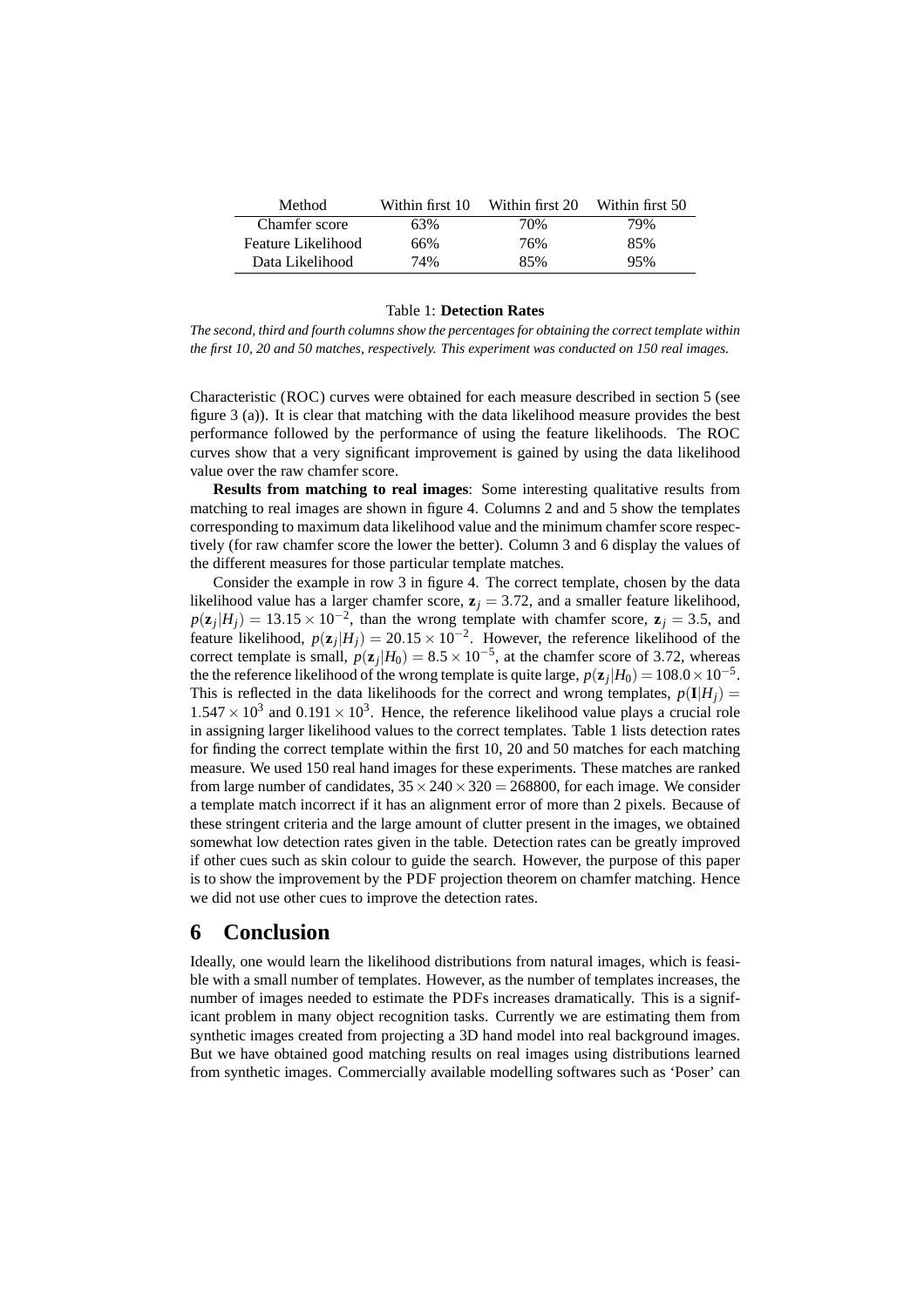| Method | Within first 10 | Within first 20 | Within first 50 |
|---|---|---|---|
| Chamfer score | 63% | 70% | 79% |
| Feature Likelihood | 66% | 76% | 85% |
| Data Likelihood | 74% | 85% | 95% |

Table 1: **Detection Rates**

*The second, third and fourth columns show the percentages for obtaining the correct template within the first 10, 20 and 50 matches, respectively. This experiment was conducted on 150 real images.*

Characteristic (ROC) curves were obtained for each measure described in section 5 (see figure 3 (a)). It is clear that matching with the data likelihood measure provides the best performance followed by the performance of using the feature likelihoods. The ROC curves show that a very significant improvement is gained by using the data likelihood value over the raw chamfer score.

**Results from matching to real images**: Some interesting qualitative results from matching to real images are shown in figure 4. Columns 2 and and 5 show the templates corresponding to maximum data likelihood value and the minimum chamfer score respectively (for raw chamfer score the lower the better). Column 3 and 6 display the values of the different measures for those particular template matches.

Consider the example in row 3 in figure 4. The correct template, chosen by the data likelihood value has a larger chamfer score, $\mathbf{z}_j = 3.72$, and a smaller feature likelihood, $p(\mathbf{z}_j|H_j) = 13.15 \times 10^{-2}$, than the wrong template with chamfer score, $\mathbf{z}_j = 3.5$, and feature likelihood, $p(\mathbf{z}_j|H_j) = 20.15 \times 10^{-2}$. However, the reference likelihood of the correct template is small, $p(\mathbf{z}_j|H_0) = 8.5 \times 10^{-5}$, at the chamfer score of 3.72, whereas the the reference likelihood of the wrong template is quite large, $p(\mathbf{z}_j|H_0) = 108.0 \times 10^{-5}$. This is reflected in the data likelihoods for the correct and wrong templates, $p(\mathbf{I}|H_j) = 1.547 \times 10^3$ and $0.191 \times 10^3$. Hence, the reference likelihood value plays a crucial role in assigning larger likelihood values to the correct templates. Table 1 lists detection rates for finding the correct template within the first 10, 20 and 50 matches for each matching measure. We used 150 real hand images for these experiments. These matches are ranked from large number of candidates, $35 \times 240 \times 320 = 268800$, for each image. We consider a template match incorrect if it has an alignment error of more than 2 pixels. Because of these stringent criteria and the large amount of clutter present in the images, we obtained somewhat low detection rates given in the table. Detection rates can be greatly improved if other cues such as skin colour to guide the search. However, the purpose of this paper is to show the improvement by the PDF projection theorem on chamfer matching. Hence we did not use other cues to improve the detection rates.

## 6 Conclusion

Ideally, one would learn the likelihood distributions from natural images, which is feasible with a small number of templates. However, as the number of templates increases, the number of images needed to estimate the PDFs increases dramatically. This is a significant problem in many object recognition tasks. Currently we are estimating them from synthetic images created from projecting a 3D hand model into real background images. But we have obtained good matching results on real images using distributions learned from synthetic images. Commercially available modelling softwares such as 'Poser' can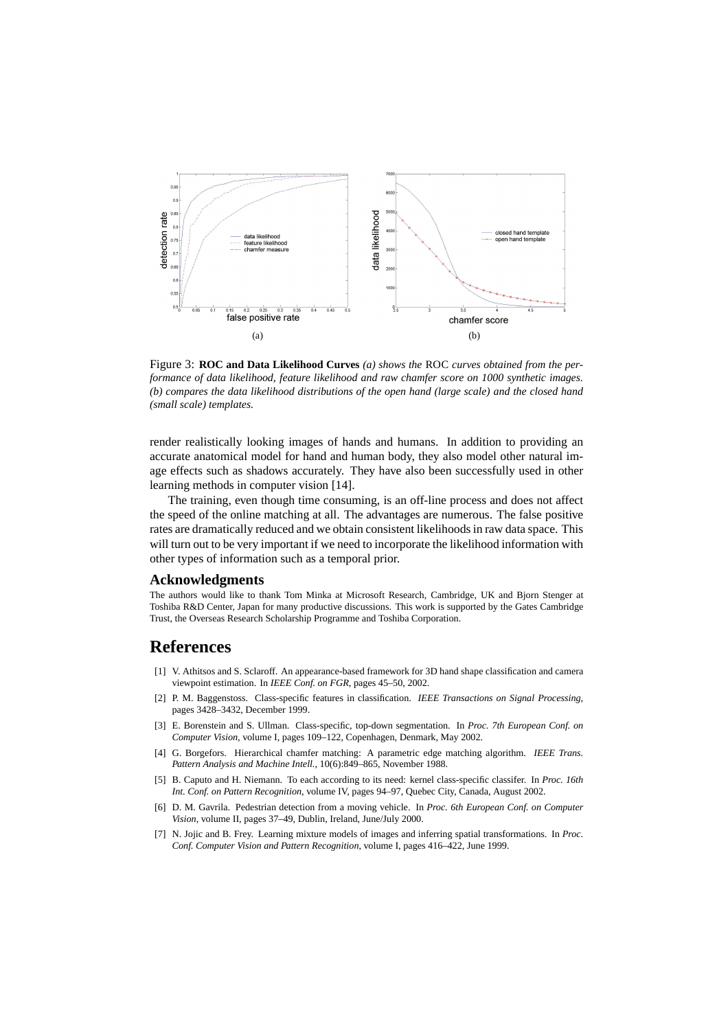Figure 3: **ROC and Data Likelihood Curves** *(a) shows the* ROC *curves obtained from the performance of data likelihood, feature likelihood and raw chamfer score on 1000 synthetic images. (b) compares the data likelihood distributions of the open hand (large scale) and the closed hand (small scale) templates.*

render realistically looking images of hands and humans. In addition to providing an accurate anatomical model for hand and human body, they also model other natural image effects such as shadows accurately. They have also been successfully used in other learning methods in computer vision [14].

The training, even though time consuming, is an off-line process and does not affect the speed of the online matching at all. The advantages are numerous. The false positive rates are dramatically reduced and we obtain consistent likelihoods in raw data space. This will turn out to be very important if we need to incorporate the likelihood information with other types of information such as a temporal prior.

### Acknowledgments

The authors would like to thank Tom Minka at Microsoft Research, Cambridge, UK and Bjorn Stenger at Toshiba R&D Center, Japan for many productive discussions. This work is supported by the Gates Cambridge Trust, the Overseas Research Scholarship Programme and Toshiba Corporation.

## References

[1] V. Athitsos and S. Sclaroff. An appearance-based framework for 3D hand shape classification and camera viewpoint estimation. In *IEEE Conf. on FGR*, pages 45–50, 2002.

[2] P. M. Baggenstoss. Class-specific features in classification. *IEEE Transactions on Signal Processing*, pages 3428–3432, December 1999.

[3] E. Borenstein and S. Ullman. Class-specific, top-down segmentation. In *Proc. 7th European Conf. on Computer Vision*, volume I, pages 109–122, Copenhagen, Denmark, May 2002.

[4] G. Borgefors. Hierarchical chamfer matching: A parametric edge matching algorithm. *IEEE Trans. Pattern Analysis and Machine Intell.*, 10(6):849–865, November 1988.

[5] B. Caputo and H. Niemann. To each according to its need: kernel class-specific classifer. In *Proc. 16th Int. Conf. on Pattern Recognition*, volume IV, pages 94–97, Quebec City, Canada, August 2002.

[6] D. M. Gavrila. Pedestrian detection from a moving vehicle. In *Proc. 6th European Conf. on Computer Vision*, volume II, pages 37–49, Dublin, Ireland, June/July 2000.

[7] N. Jojic and B. Frey. Learning mixture models of images and inferring spatial transformations. In *Proc. Conf. Computer Vision and Pattern Recognition*, volume I, pages 416–422, June 1999.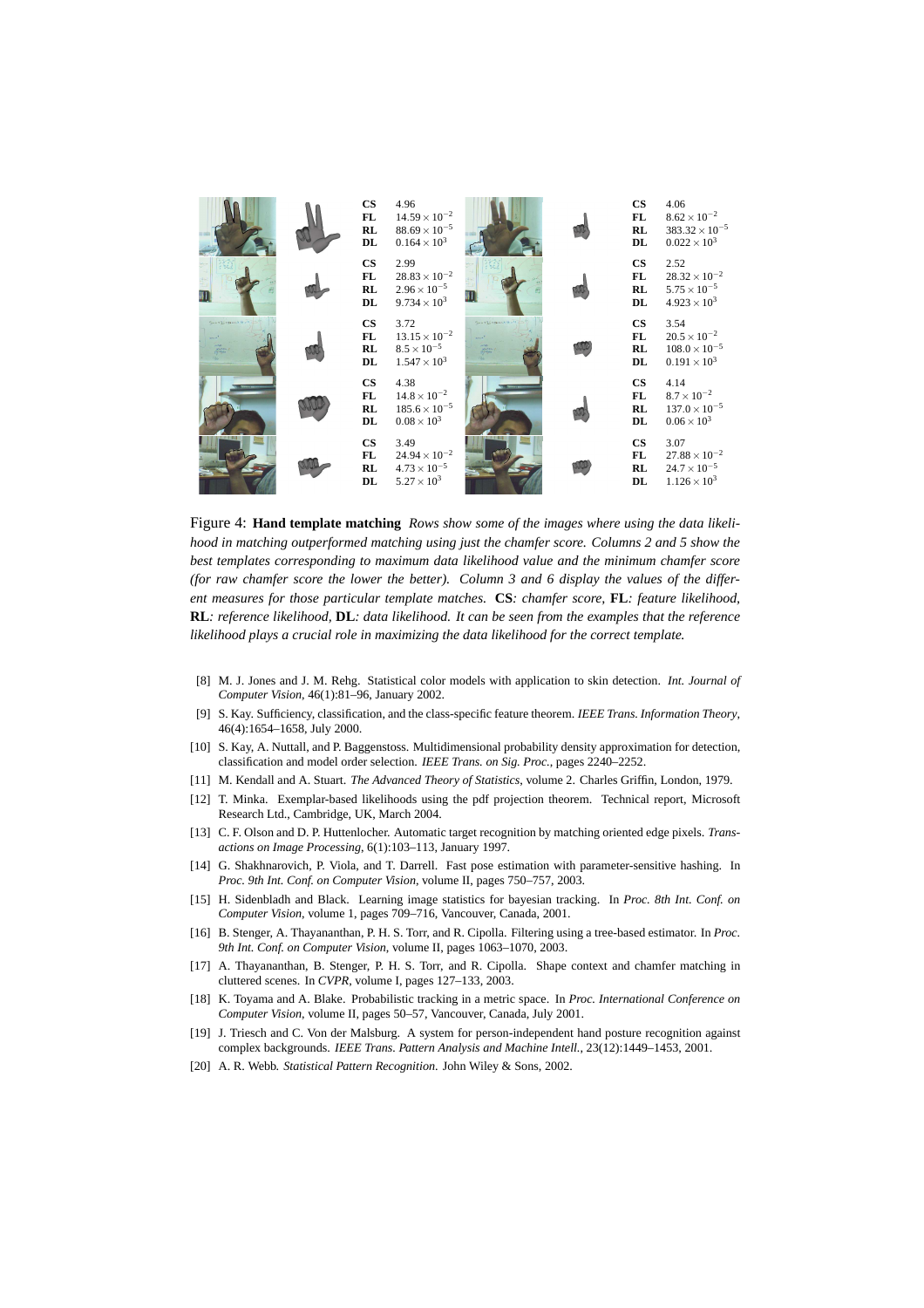| | | | |
|---|---|---|---|
| **CS** 4.96 | **FL** $14.59 \times 10^{-2}$ | **RL** $88.69 \times 10^{-5}$ | **DL** $0.164 \times 10^{3}$ |
| **CS** 4.06 | **FL** $8.62 \times 10^{-2}$ | **RL** $383.32 \times 10^{-5}$ | **DL** $0.022 \times 10^{3}$ |
| **CS** 2.99 | **FL** $28.83 \times 10^{-2}$ | **RL** $2.96 \times 10^{-5}$ | **DL** $9.734 \times 10^{3}$ |
| **CS** 2.52 | **FL** $28.32 \times 10^{-2}$ | **RL** $5.75 \times 10^{-5}$ | **DL** $4.923 \times 10^{3}$ |
| **CS** 3.72 | **FL** $13.15 \times 10^{-2}$ | **RL** $8.5 \times 10^{-5}$ | **DL** $1.547 \times 10^{3}$ |
| **CS** 3.54 | **FL** $20.5 \times 10^{-2}$ | **RL** $108.0 \times 10^{-5}$ | **DL** $0.191 \times 10^{3}$ |
| **CS** 4.38 | **FL** $14.8 \times 10^{-2}$ | **RL** $185.6 \times 10^{-5}$ | **DL** $0.08 \times 10^{3}$ |
| **CS** 4.14 | **FL** $8.7 \times 10^{-2}$ | **RL** $137.0 \times 10^{-5}$ | **DL** $0.06 \times 10^{3}$ |
| **CS** 3.49 | **FL** $24.94 \times 10^{-2}$ | **RL** $4.73 \times 10^{-5}$ | **DL** $5.27 \times 10^{3}$ |
| **CS** 3.07 | **FL** $27.88 \times 10^{-2}$ | **RL** $24.7 \times 10^{-5}$ | **DL** $1.126 \times 10^{3}$ |

Figure 4: **Hand template matching** *Rows show some of the images where using the data likelihood in matching outperformed matching using just the chamfer score. Columns 2 and 5 show the best templates corresponding to maximum data likelihood value and the minimum chamfer score (for raw chamfer score the lower the better). Column 3 and 6 display the values of the different measures for those particular template matches.* **CS***: chamfer score,* **FL***: feature likelihood,* **RL***: reference likelihood,* **DL***: data likelihood. It can be seen from the examples that the reference likelihood plays a crucial role in maximizing the data likelihood for the correct template.*

[8] M. J. Jones and J. M. Rehg. Statistical color models with application to skin detection. *Int. Journal of Computer Vision*, 46(1):81–96, January 2002.

[9] S. Kay. Sufficiency, classification, and the class-specific feature theorem. *IEEE Trans. Information Theory*, 46(4):1654–1658, July 2000.

[10] S. Kay, A. Nuttall, and P. Baggenstoss. Multidimensional probability density approximation for detection, classification and model order selection. *IEEE Trans. on Sig. Proc.*, pages 2240–2252.

[11] M. Kendall and A. Stuart. *The Advanced Theory of Statistics*, volume 2. Charles Griffin, London, 1979.

[12] T. Minka. Exemplar-based likelihoods using the pdf projection theorem. Technical report, Microsoft Research Ltd., Cambridge, UK, March 2004.

[13] C. F. Olson and D. P. Huttenlocher. Automatic target recognition by matching oriented edge pixels. *Transactions on Image Processing*, 6(1):103–113, January 1997.

[14] G. Shakhnarovich, P. Viola, and T. Darrell. Fast pose estimation with parameter-sensitive hashing. In *Proc. 9th Int. Conf. on Computer Vision*, volume II, pages 750–757, 2003.

[15] H. Sidenbladh and Black. Learning image statistics for bayesian tracking. In *Proc. 8th Int. Conf. on Computer Vision*, volume 1, pages 709–716, Vancouver, Canada, 2001.

[16] B. Stenger, A. Thayananthan, P. H. S. Torr, and R. Cipolla. Filtering using a tree-based estimator. In *Proc. 9th Int. Conf. on Computer Vision*, volume II, pages 1063–1070, 2003.

[17] A. Thayananthan, B. Stenger, P. H. S. Torr, and R. Cipolla. Shape context and chamfer matching in cluttered scenes. In *CVPR*, volume I, pages 127–133, 2003.

[18] K. Toyama and A. Blake. Probabilistic tracking in a metric space. In *Proc. International Conference on Computer Vision*, volume II, pages 50–57, Vancouver, Canada, July 2001.

[19] J. Triesch and C. Von der Malsburg. A system for person-independent hand posture recognition against complex backgrounds. *IEEE Trans. Pattern Analysis and Machine Intell.*, 23(12):1449–1453, 2001.

[20] A. R. Webb. *Statistical Pattern Recognition*. John Wiley & Sons, 2002.